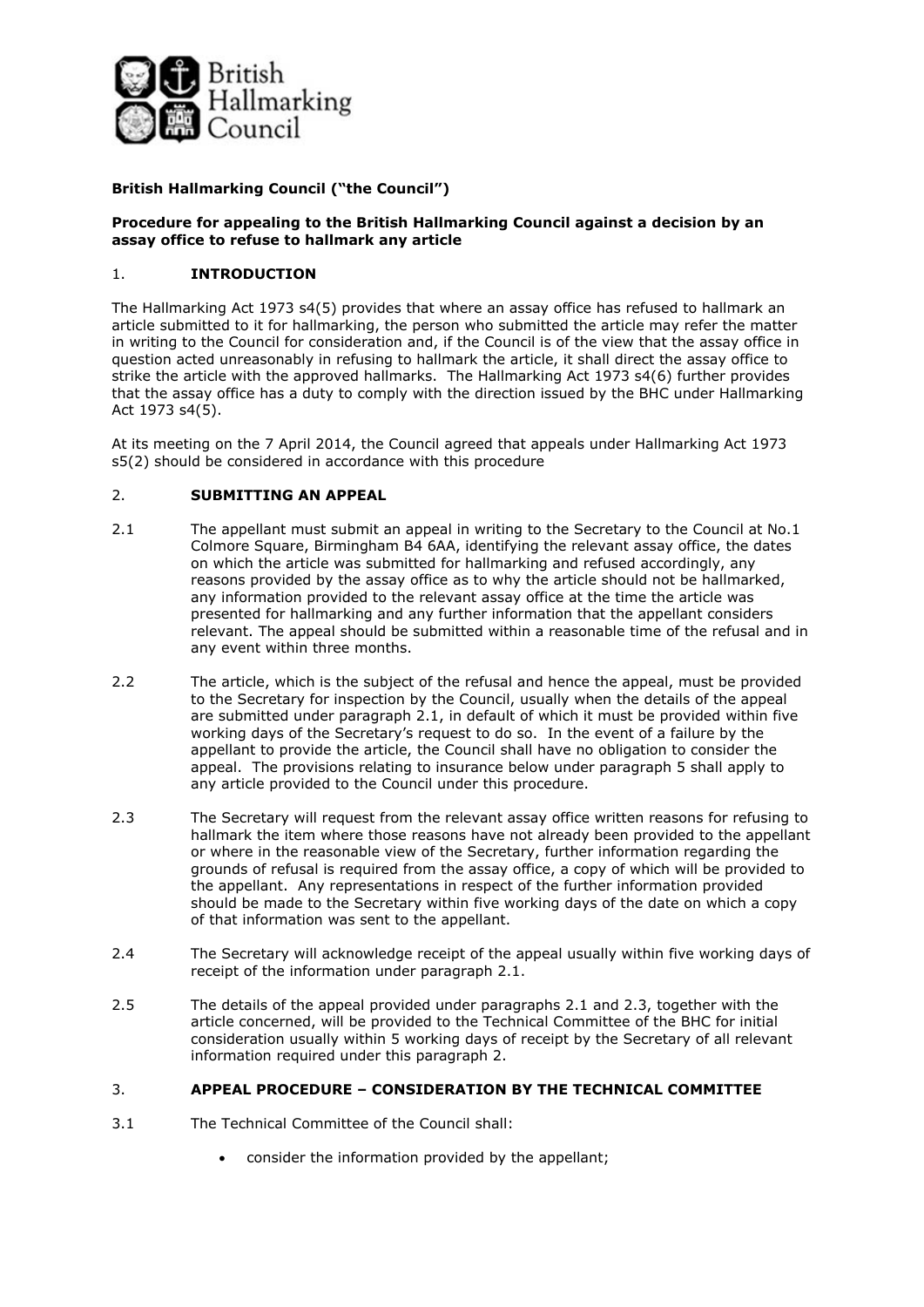British Hallmarking Council

**British Hallmarking Council ("the Council")**

**Procedure for appealing to the British Hallmarking Council against a decision by an assay office to refuse to hallmark any article**

## 1. INTRODUCTION

The Hallmarking Act 1973 s4(5) provides that where an assay office has refused to hallmark an article submitted to it for hallmarking, the person who submitted the article may refer the matter in writing to the Council for consideration and, if the Council is of the view that the assay office in question acted unreasonably in refusing to hallmark the article, it shall direct the assay office to strike the article with the approved hallmarks. The Hallmarking Act 1973 s4(6) further provides that the assay office has a duty to comply with the direction issued by the BHC under Hallmarking Act 1973 s4(5).

At its meeting on the 7 April 2014, the Council agreed that appeals under Hallmarking Act 1973 s5(2) should be considered in accordance with this procedure

## 2. SUBMITTING AN APPEAL

2.1 The appellant must submit an appeal in writing to the Secretary to the Council at No.1 Colmore Square, Birmingham B4 6AA, identifying the relevant assay office, the dates on which the article was submitted for hallmarking and refused accordingly, any reasons provided by the assay office as to why the article should not be hallmarked, any information provided to the relevant assay office at the time the article was presented for hallmarking and any further information that the appellant considers relevant. The appeal should be submitted within a reasonable time of the refusal and in any event within three months.

2.2 The article, which is the subject of the refusal and hence the appeal, must be provided to the Secretary for inspection by the Council, usually when the details of the appeal are submitted under paragraph 2.1, in default of which it must be provided within five working days of the Secretary's request to do so. In the event of a failure by the appellant to provide the article, the Council shall have no obligation to consider the appeal. The provisions relating to insurance below under paragraph 5 shall apply to any article provided to the Council under this procedure.

2.3 The Secretary will request from the relevant assay office written reasons for refusing to hallmark the item where those reasons have not already been provided to the appellant or where in the reasonable view of the Secretary, further information regarding the grounds of refusal is required from the assay office, a copy of which will be provided to the appellant. Any representations in respect of the further information provided should be made to the Secretary within five working days of the date on which a copy of that information was sent to the appellant.

2.4 The Secretary will acknowledge receipt of the appeal usually within five working days of receipt of the information under paragraph 2.1.

2.5 The details of the appeal provided under paragraphs 2.1 and 2.3, together with the article concerned, will be provided to the Technical Committee of the BHC for initial consideration usually within 5 working days of receipt by the Secretary of all relevant information required under this paragraph 2.

## 3. APPEAL PROCEDURE – CONSIDERATION BY THE TECHNICAL COMMITTEE

3.1 The Technical Committee of the Council shall:

- consider the information provided by the appellant;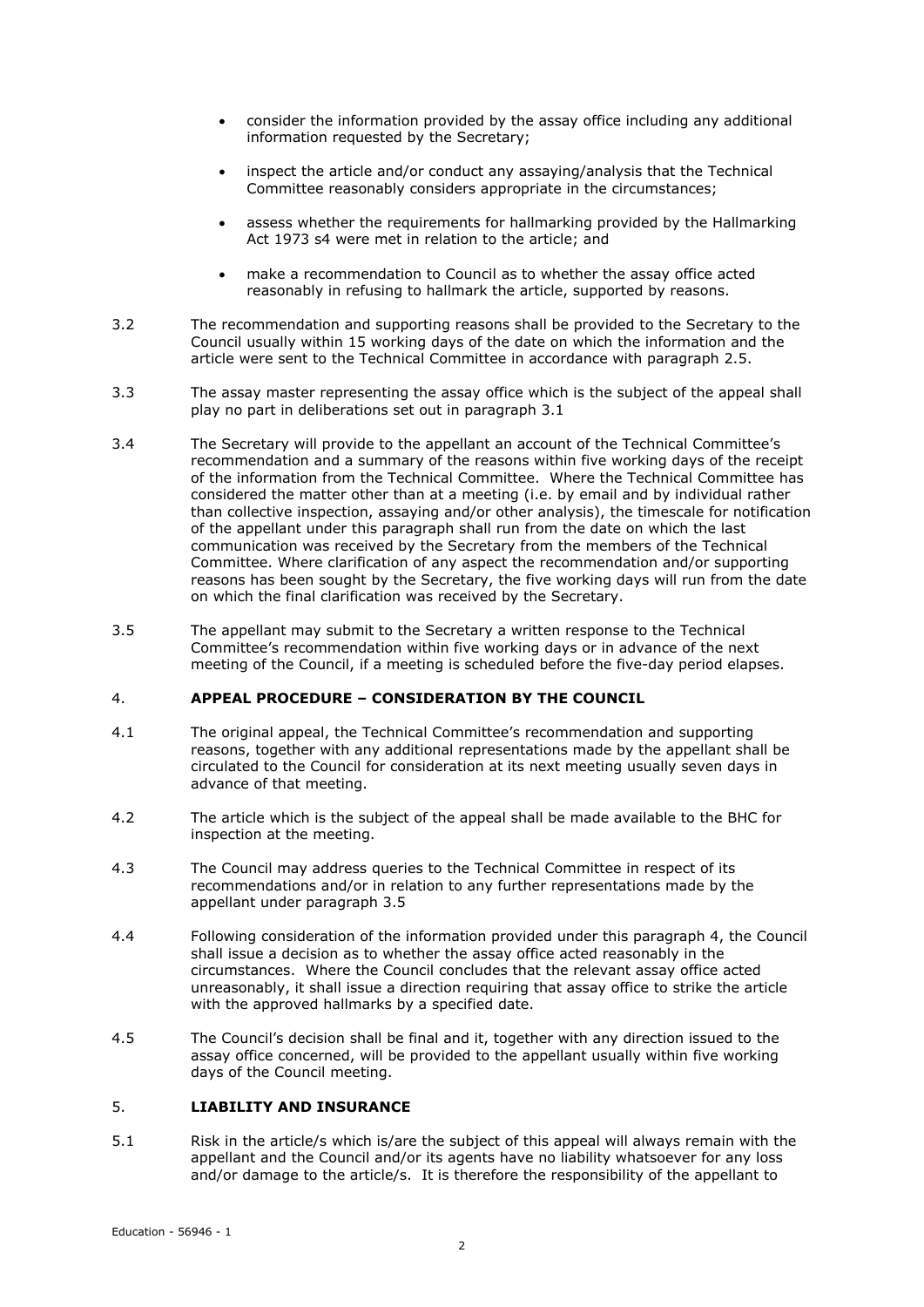- consider the information provided by the assay office including any additional information requested by the Secretary;
- inspect the article and/or conduct any assaying/analysis that the Technical Committee reasonably considers appropriate in the circumstances;
- assess whether the requirements for hallmarking provided by the Hallmarking Act 1973 s4 were met in relation to the article; and
- make a recommendation to Council as to whether the assay office acted reasonably in refusing to hallmark the article, supported by reasons.

3.2 The recommendation and supporting reasons shall be provided to the Secretary to the Council usually within 15 working days of the date on which the information and the article were sent to the Technical Committee in accordance with paragraph 2.5.

3.3 The assay master representing the assay office which is the subject of the appeal shall play no part in deliberations set out in paragraph 3.1

3.4 The Secretary will provide to the appellant an account of the Technical Committee's recommendation and a summary of the reasons within five working days of the receipt of the information from the Technical Committee. Where the Technical Committee has considered the matter other than at a meeting (i.e. by email and by individual rather than collective inspection, assaying and/or other analysis), the timescale for notification of the appellant under this paragraph shall run from the date on which the last communication was received by the Secretary from the members of the Technical Committee. Where clarification of any aspect the recommendation and/or supporting reasons has been sought by the Secretary, the five working days will run from the date on which the final clarification was received by the Secretary.

3.5 The appellant may submit to the Secretary a written response to the Technical Committee's recommendation within five working days or in advance of the next meeting of the Council, if a meeting is scheduled before the five-day period elapses.

## 4. APPEAL PROCEDURE – CONSIDERATION BY THE COUNCIL

4.1 The original appeal, the Technical Committee's recommendation and supporting reasons, together with any additional representations made by the appellant shall be circulated to the Council for consideration at its next meeting usually seven days in advance of that meeting.

4.2 The article which is the subject of the appeal shall be made available to the BHC for inspection at the meeting.

4.3 The Council may address queries to the Technical Committee in respect of its recommendations and/or in relation to any further representations made by the appellant under paragraph 3.5

4.4 Following consideration of the information provided under this paragraph 4, the Council shall issue a decision as to whether the assay office acted reasonably in the circumstances. Where the Council concludes that the relevant assay office acted unreasonably, it shall issue a direction requiring that assay office to strike the article with the approved hallmarks by a specified date.

4.5 The Council's decision shall be final and it, together with any direction issued to the assay office concerned, will be provided to the appellant usually within five working days of the Council meeting.

## 5. LIABILITY AND INSURANCE

5.1 Risk in the article/s which is/are the subject of this appeal will always remain with the appellant and the Council and/or its agents have no liability whatsoever for any loss and/or damage to the article/s. It is therefore the responsibility of the appellant to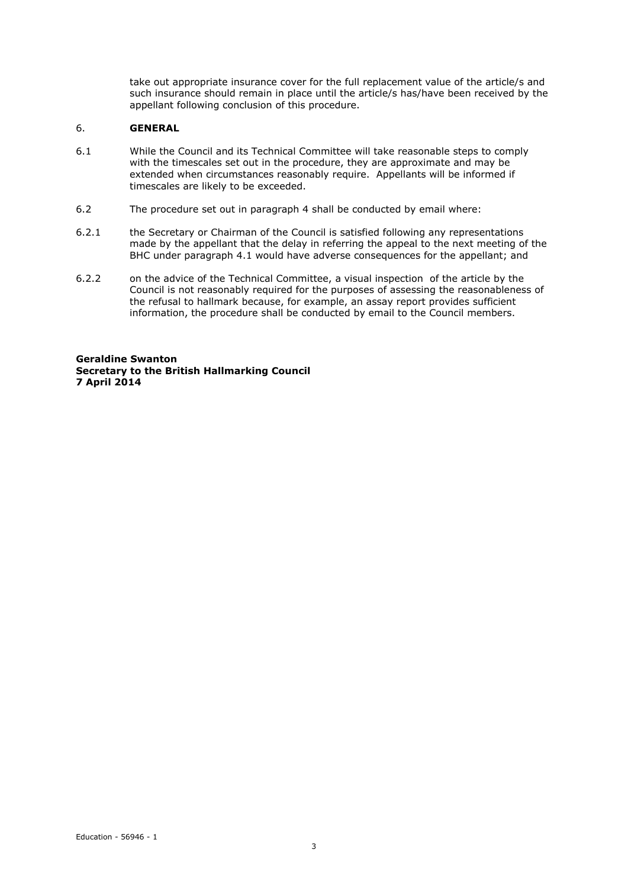take out appropriate insurance cover for the full replacement value of the article/s and such insurance should remain in place until the article/s has/have been received by the appellant following conclusion of this procedure.

## 6. GENERAL

6.1 While the Council and its Technical Committee will take reasonable steps to comply with the timescales set out in the procedure, they are approximate and may be extended when circumstances reasonably require. Appellants will be informed if timescales are likely to be exceeded.

6.2 The procedure set out in paragraph 4 shall be conducted by email where:

6.2.1 the Secretary or Chairman of the Council is satisfied following any representations made by the appellant that the delay in referring the appeal to the next meeting of the BHC under paragraph 4.1 would have adverse consequences for the appellant; and

6.2.2 on the advice of the Technical Committee, a visual inspection of the article by the Council is not reasonably required for the purposes of assessing the reasonableness of the refusal to hallmark because, for example, an assay report provides sufficient information, the procedure shall be conducted by email to the Council members.

**Geraldine Swanton**
**Secretary to the British Hallmarking Council**
**7 April 2014**

Education - 56946 - 1